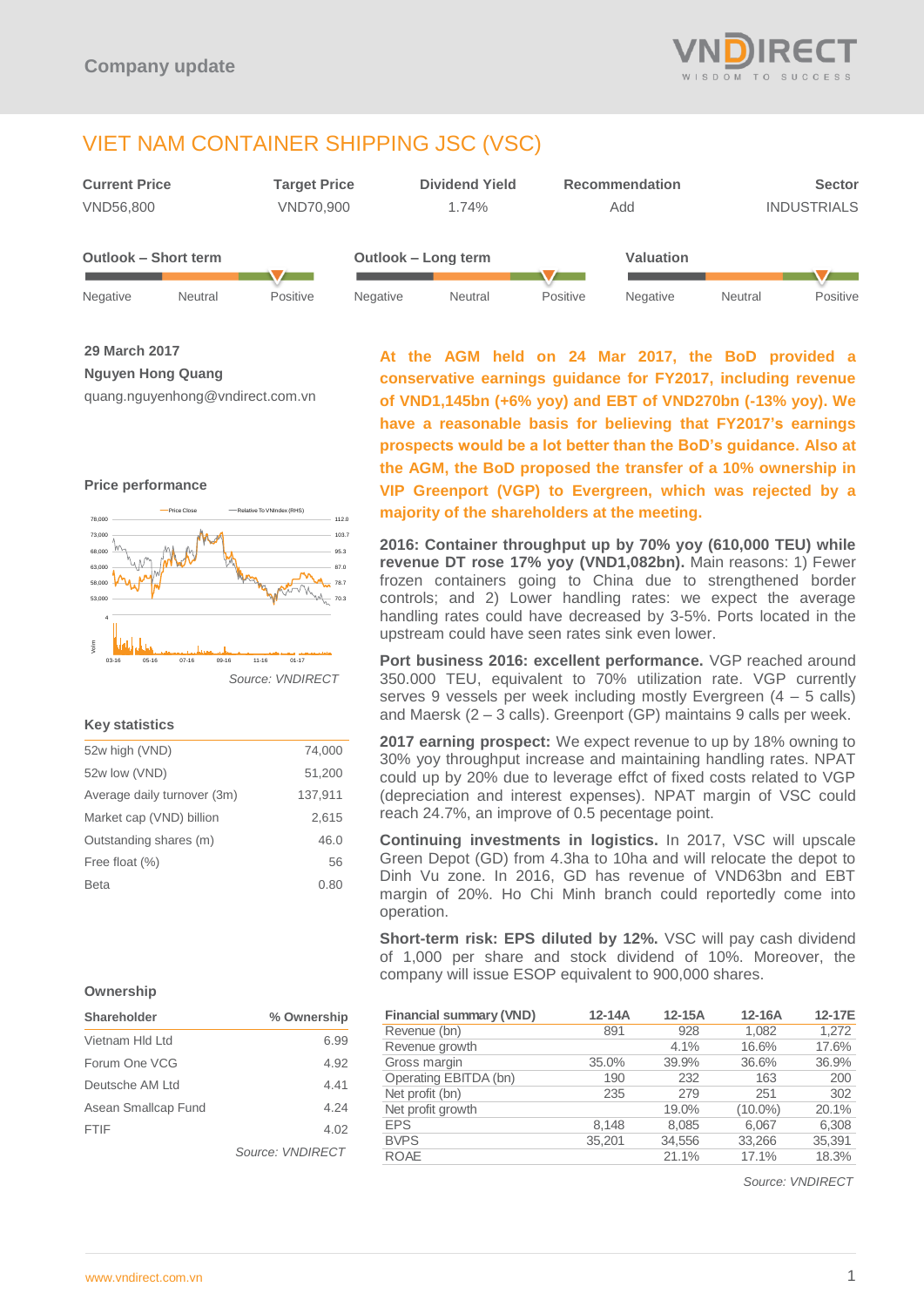Company update

# VIET NAM CONTAINER SHIPPING JSC (VSC)

| Current Price | Target Price | Dividend Yield | Recommendation | Sector |
|---|---|---|---|---|
| VND56,800 | VND70,900 | 1.74% | Add | INDUSTRIALS |

| Outlook – Short term | Outlook – Long term | Valuation |
|---|---|---|
| Positive | Positive | Positive |

**29 March 2017**

**Nguyen Hong Quang**

quang.nguyenhong@vndirect.com.vn

**At the AGM held on 24 Mar 2017, the BoD provided a conservative earnings guidance for FY2017, including revenue of VND1,145bn (+6% yoy) and EBT of VND270bn (-13% yoy). We have a reasonable basis for believing that FY2017's earnings prospects would be a lot better than the BoD's guidance. Also at the AGM, the BoD proposed the transfer of a 10% ownership in VIP Greenport (VGP) to Evergreen, which was rejected by a majority of the shareholders at the meeting.**

**2016: Container throughput up by 70% yoy (610,000 TEU) while revenue DT rose 17% yoy (VND1,082bn).** Main reasons: 1) Fewer frozen containers going to China due to strengthened border controls; and 2) Lower handling rates: we expect the average handling rates could have decreased by 3-5%. Ports located in the upstream could have seen rates sink even lower.

**Port business 2016: excellent performance.** VGP reached around 350.000 TEU, equivalent to 70% utilization rate. VGP currently serves 9 vessels per week including mostly Evergreen (4 – 5 calls) and Maersk (2 – 3 calls). Greenport (GP) maintains 9 calls per week.

**2017 earning prospect:** We expect revenue to up by 18% owning to 30% yoy throughput increase and maintaining handling rates. NPAT could up by 20% due to leverage effct of fixed costs related to VGP (depreciation and interest expenses). NPAT margin of VSC could reach 24.7%, an improve of 0.5 pecentage point.

**Continuing investments in logistics.** In 2017, VSC will upscale Green Depot (GD) from 4.3ha to 10ha and will relocate the depot to Dinh Vu zone. In 2016, GD has revenue of VND63bn and EBT margin of 20%. Ho Chi Minh branch could reportedly come into operation.

**Short-term risk: EPS diluted by 12%.** VSC will pay cash dividend of 1,000 per share and stock dividend of 10%. Moreover, the company will issue ESOP equivalent to 900,000 shares.

### Price performance

*Source: VNDIRECT*

### Key statistics

| | |
|---|---|
| 52w high (VND) | 74,000 |
| 52w low (VND) | 51,200 |
| Average daily turnover (3m) | 137,911 |
| Market cap (VND) billion | 2,615 |
| Outstanding shares (m) | 46.0 |
| Free float (%) | 56 |
| Beta | 0.80 |

### Ownership

| Shareholder | % Ownership |
|---|---|
| Vietnam Hld Ltd | 6.99 |
| Forum One VCG | 4.92 |
| Deutsche AM Ltd | 4.41 |
| Asean Smallcap Fund | 4.24 |
| FTIF | 4.02 |

*Source: VNDIRECT*

| Financial summary (VND) | 12-14A | 12-15A | 12-16A | 12-17E |
|---|---|---|---|---|
| Revenue (bn) | 891 | 928 | 1,082 | 1,272 |
| Revenue growth | | 4.1% | 16.6% | 17.6% |
| Gross margin | 35.0% | 39.9% | 36.6% | 36.9% |
| Operating EBITDA (bn) | 190 | 232 | 163 | 200 |
| Net profit (bn) | 235 | 279 | 251 | 302 |
| Net profit growth | | 19.0% | (10.0%) | 20.1% |
| EPS | 8,148 | 8,085 | 6,067 | 6,308 |
| BVPS | 35,201 | 34,556 | 33,266 | 35,391 |
| ROAE | | 21.1% | 17.1% | 18.3% |

*Source: VNDIRECT*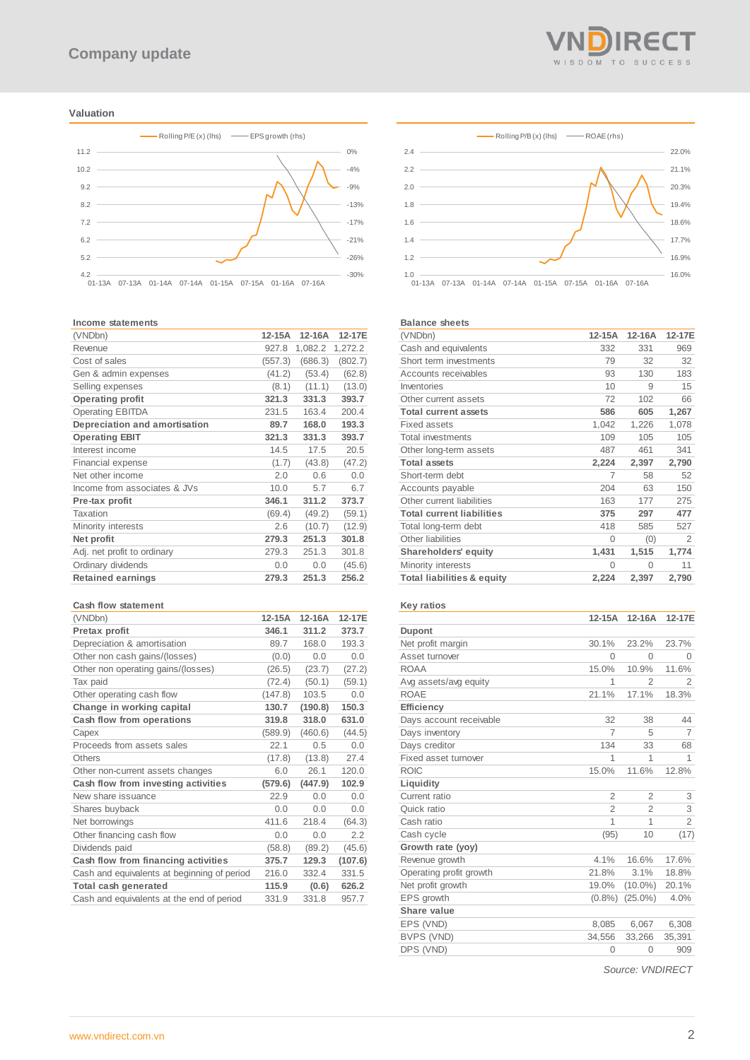## Valuation

Rolling P/E (x) (lhs) — EPS growth (rhs)

Rolling P/B (x) (lhs) — ROAE (rhs)

### Income statements

| (VNDbn) | 12-15A | 12-16A | 12-17E |
|---|---|---|---|
| Revenue | 927.8 | 1,082.2 | 1,272.2 |
| Cost of sales | (557.3) | (686.3) | (802.7) |
| Gen & admin expenses | (41.2) | (53.4) | (62.8) |
| Selling expenses | (8.1) | (11.1) | (13.0) |
| **Operating profit** | **321.3** | **331.3** | **393.7** |
| Operating EBITDA | 231.5 | 163.4 | 200.4 |
| **Depreciation and amortisation** | **89.7** | **168.0** | **193.3** |
| **Operating EBIT** | **321.3** | **331.3** | **393.7** |
| Interest income | 14.5 | 17.5 | 20.5 |
| Financial expense | (1.7) | (43.8) | (47.2) |
| Net other income | 2.0 | 0.6 | 0.0 |
| Income from associates & JVs | 10.0 | 5.7 | 6.7 |
| **Pre-tax profit** | **346.1** | **311.2** | **373.7** |
| Taxation | (69.4) | (49.2) | (59.1) |
| Minority interests | 2.6 | (10.7) | (12.9) |
| **Net profit** | **279.3** | **251.3** | **301.8** |
| Adj. net profit to ordinary | 279.3 | 251.3 | 301.8 |
| Ordinary dividends | 0.0 | 0.0 | (45.6) |
| **Retained earnings** | **279.3** | **251.3** | **256.2** |

### Balance sheets

| (VNDbn) | 12-15A | 12-16A | 12-17E |
|---|---|---|---|
| Cash and equivalents | 332 | 331 | 969 |
| Short term investments | 79 | 32 | 32 |
| Accounts receivables | 93 | 130 | 183 |
| Inventories | 10 | 9 | 15 |
| Other current assets | 72 | 102 | 66 |
| **Total current assets** | **586** | **605** | **1,267** |
| Fixed assets | 1,042 | 1,226 | 1,078 |
| Total investments | 109 | 105 | 105 |
| Other long-term assets | 487 | 461 | 341 |
| **Total assets** | **2,224** | **2,397** | **2,790** |
| Short-term debt | 7 | 58 | 52 |
| Accounts payable | 204 | 63 | 150 |
| Other current liabilities | 163 | 177 | 275 |
| **Total current liabilities** | **375** | **297** | **477** |
| Total long-term debt | 418 | 585 | 527 |
| Other liabilities | 0 | (0) | 2 |
| **Shareholders' equity** | **1,431** | **1,515** | **1,774** |
| Minority interests | 0 | 0 | 11 |
| **Total liabilities & equity** | **2,224** | **2,397** | **2,790** |

### Cash flow statement

| (VNDbn) | 12-15A | 12-16A | 12-17E |
|---|---|---|---|
| **Pretax profit** | **346.1** | **311.2** | **373.7** |
| Depreciation & amortisation | 89.7 | 168.0 | 193.3 |
| Other non cash gains/(losses) | (0.0) | 0.0 | 0.0 |
| Other non operating gains/(losses) | (26.5) | (23.7) | (27.2) |
| Tax paid | (72.4) | (50.1) | (59.1) |
| Other operating cash flow | (147.8) | 103.5 | 0.0 |
| **Change in working capital** | **130.7** | **(190.8)** | **150.3** |
| **Cash flow from operations** | **319.8** | **318.0** | **631.0** |
| Capex | (589.9) | (460.6) | (44.5) |
| Proceeds from assets sales | 22.1 | 0.5 | 0.0 |
| Others | (17.8) | (13.8) | 27.4 |
| Other non-current assets changes | 6.0 | 26.1 | 120.0 |
| **Cash flow from investing activities** | **(579.6)** | **(447.9)** | **102.9** |
| New share issuance | 22.9 | 0.0 | 0.0 |
| Shares buyback | 0.0 | 0.0 | 0.0 |
| Net borrowings | 411.6 | 218.4 | (64.3) |
| Other financing cash flow | 0.0 | 0.0 | 2.2 |
| Dividends paid | (58.8) | (89.2) | (45.6) |
| **Cash flow from financing activities** | **375.7** | **129.3** | **(107.6)** |
| Cash and equivalents at beginning of period | 216.0 | 332.4 | 331.5 |
| **Total cash generated** | **115.9** | **(0.6)** | **626.2** |
| Cash and equivalents at the end of period | 331.9 | 331.8 | 957.7 |

### Key ratios

| | 12-15A | 12-16A | 12-17E |
|---|---|---|---|
| **Dupont** | | | |
| Net profit margin | 30.1% | 23.2% | 23.7% |
| Asset turnover | 0 | 0 | 0 |
| ROAA | 15.0% | 10.9% | 11.6% |
| Avg assets/avg equity | 1 | 2 | 2 |
| ROAE | 21.1% | 17.1% | 18.3% |
| **Efficiency** | | | |
| Days account receivable | 32 | 38 | 44 |
| Days inventory | 7 | 5 | 7 |
| Days creditor | 134 | 33 | 68 |
| Fixed asset turnover | 1 | 1 | 1 |
| ROIC | 15.0% | 11.6% | 12.8% |
| **Liquidity** | | | |
| Current ratio | 2 | 2 | 3 |
| Quick ratio | 2 | 2 | 3 |
| Cash ratio | 1 | 1 | 2 |
| Cash cycle | (95) | 10 | (17) |
| **Growth rate (yoy)** | | | |
| Revenue growth | 4.1% | 16.6% | 17.6% |
| Operating profit growth | 21.8% | 3.1% | 18.8% |
| Net profit growth | 19.0% | (10.0%) | 20.1% |
| EPS growth | (0.8%) | (25.0%) | 4.0% |
| **Share value** | | | |
| EPS (VND) | 8,085 | 6,067 | 6,308 |
| BVPS (VND) | 34,556 | 33,266 | 35,391 |
| DPS (VND) | 0 | 0 | 909 |

*Source: VNDIRECT*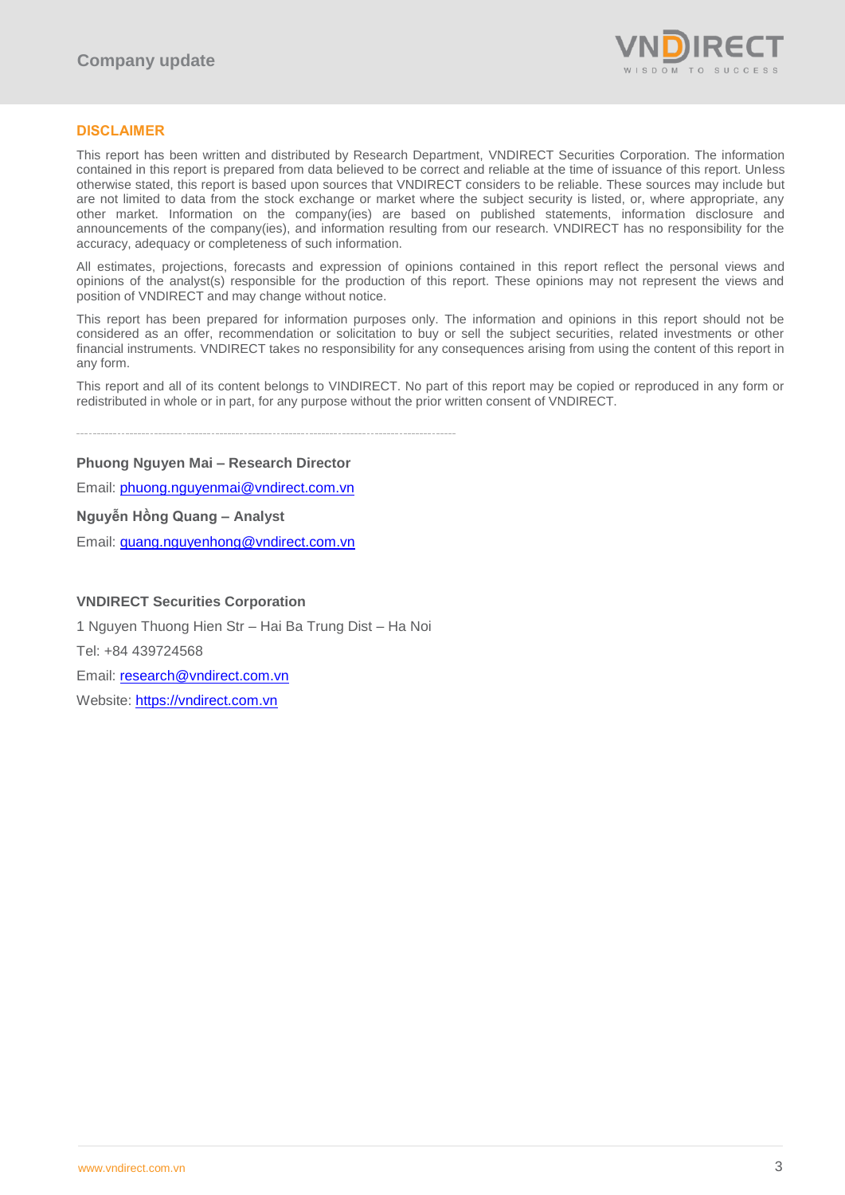## DISCLAIMER

This report has been written and distributed by Research Department, VNDIRECT Securities Corporation. The information contained in this report is prepared from data believed to be correct and reliable at the time of issuance of this report. Unless otherwise stated, this report is based upon sources that VNDIRECT considers to be reliable. These sources may include but are not limited to data from the stock exchange or market where the subject security is listed, or, where appropriate, any other market. Information on the company(ies) are based on published statements, information disclosure and announcements of the company(ies), and information resulting from our research. VNDIRECT has no responsibility for the accuracy, adequacy or completeness of such information.

All estimates, projections, forecasts and expression of opinions contained in this report reflect the personal views and opinions of the analyst(s) responsible for the production of this report. These opinions may not represent the views and position of VNDIRECT and may change without notice.

This report has been prepared for information purposes only. The information and opinions in this report should not be considered as an offer, recommendation or solicitation to buy or sell the subject securities, related investments or other financial instruments. VNDIRECT takes no responsibility for any consequences arising from using the content of this report in any form.

This report and all of its content belongs to VINDIRECT. No part of this report may be copied or reproduced in any form or redistributed in whole or in part, for any purpose without the prior written consent of VNDIRECT.

---

**Phuong Nguyen Mai – Research Director**

Email: phuong.nguyenmai@vndirect.com.vn

**Nguyễn Hồng Quang – Analyst**

Email: quang.nguyenhong@vndirect.com.vn

**VNDIRECT Securities Corporation**

1 Nguyen Thuong Hien Str – Hai Ba Trung Dist – Ha Noi

Tel: +84 439724568

Email: research@vndirect.com.vn

Website: https://vndirect.com.vn